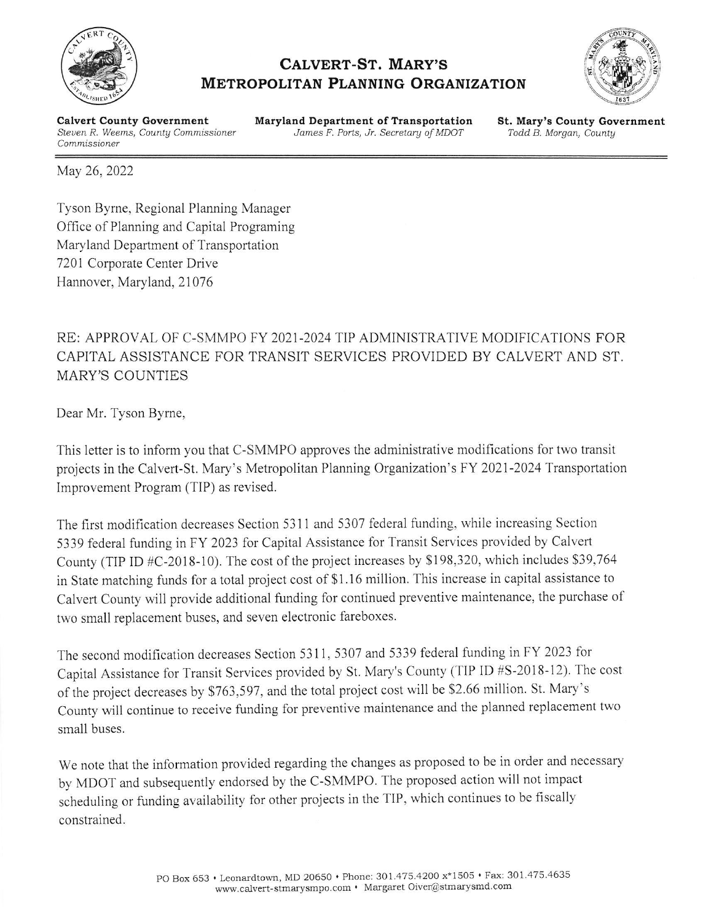# CALVERT-ST. MARY'S METROPOLITAN PLANNING ORGANIZATION

**Calvert County Government**
*Steven R. Weems, County Commissioner*
*Commissioner*

**Maryland Department of Transportation**
*James F. Ports, Jr. Secretary of MDOT*

**St. Mary's County Government**
*Todd B. Morgan, County*

May 26, 2022

Tyson Byrne, Regional Planning Manager
Office of Planning and Capital Programing
Maryland Department of Transportation
7201 Corporate Center Drive
Hannover, Maryland, 21076

RE: APPROVAL OF C-SMMPO FY 2021-2024 TIP ADMINISTRATIVE MODIFICATIONS FOR CAPITAL ASSISTANCE FOR TRANSIT SERVICES PROVIDED BY CALVERT AND ST. MARY'S COUNTIES

Dear Mr. Tyson Byrne,

This letter is to inform you that C-SMMPO approves the administrative modifications for two transit projects in the Calvert-St. Mary's Metropolitan Planning Organization's FY 2021-2024 Transportation Improvement Program (TIP) as revised.

The first modification decreases Section 5311 and 5307 federal funding, while increasing Section 5339 federal funding in FY 2023 for Capital Assistance for Transit Services provided by Calvert County (TIP ID #C-2018-10). The cost of the project increases by $198,320, which includes $39,764 in State matching funds for a total project cost of $1.16 million. This increase in capital assistance to Calvert County will provide additional funding for continued preventive maintenance, the purchase of two small replacement buses, and seven electronic fareboxes.

The second modification decreases Section 5311, 5307 and 5339 federal funding in FY 2023 for Capital Assistance for Transit Services provided by St. Mary's County (TIP ID #S-2018-12). The cost of the project decreases by $763,597, and the total project cost will be $2.66 million. St. Mary's County will continue to receive funding for preventive maintenance and the planned replacement two small buses.

We note that the information provided regarding the changes as proposed to be in order and necessary by MDOT and subsequently endorsed by the C-SMMPO. The proposed action will not impact scheduling or funding availability for other projects in the TIP, which continues to be fiscally constrained.

PO Box 653 • Leonardtown, MD 20650 • Phone: 301.475.4200 x*1505 • Fax: 301.475.4635
www.calvert-stmarysmpo.com • Margaret Oiver@stmarysmd.com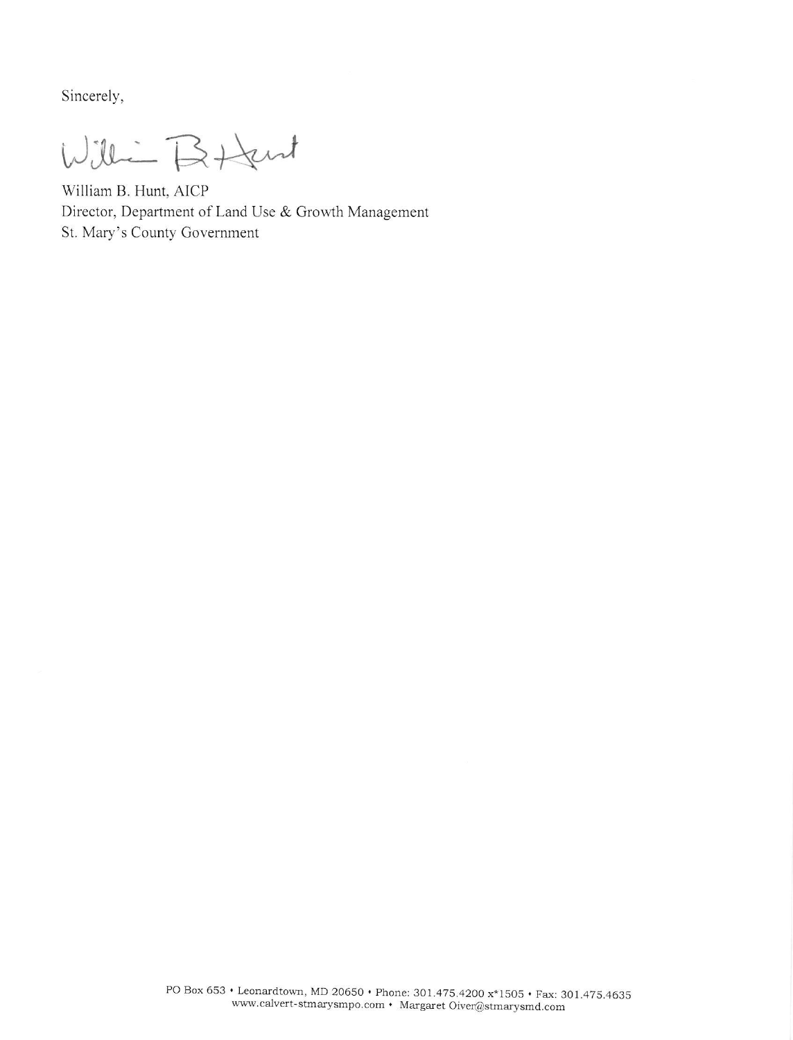Sincerely,

William B. Hunt, AICP
Director, Department of Land Use & Growth Management
St. Mary's County Government

PO Box 653 • Leonardtown, MD 20650 • Phone: 301.475.4200 x*1505 • Fax: 301.475.4635
www.calvert-stmarysmpo.com • Margaret Oiver@stmarysmd.com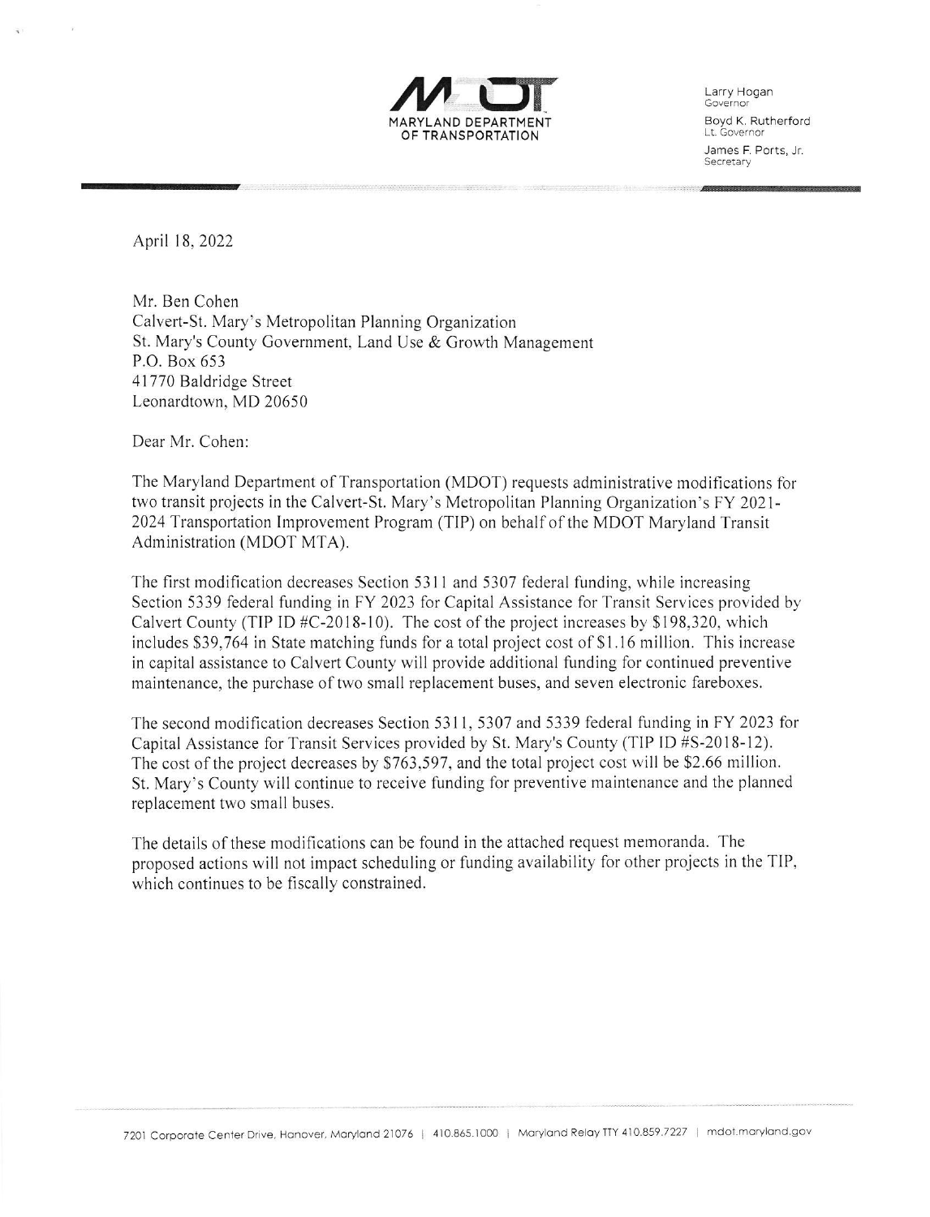MARYLAND DEPARTMENT OF TRANSPORTATION

Larry Hogan
Governor

Boyd K. Rutherford
Lt. Governor

James F. Ports, Jr.
Secretary

April 18, 2022

Mr. Ben Cohen
Calvert-St. Mary's Metropolitan Planning Organization
St. Mary's County Government, Land Use & Growth Management
P.O. Box 653
41770 Baldridge Street
Leonardtown, MD 20650

Dear Mr. Cohen:

The Maryland Department of Transportation (MDOT) requests administrative modifications for two transit projects in the Calvert-St. Mary's Metropolitan Planning Organization's FY 2021-2024 Transportation Improvement Program (TIP) on behalf of the MDOT Maryland Transit Administration (MDOT MTA).

The first modification decreases Section 5311 and 5307 federal funding, while increasing Section 5339 federal funding in FY 2023 for Capital Assistance for Transit Services provided by Calvert County (TIP ID #C-2018-10). The cost of the project increases by $198,320, which includes $39,764 in State matching funds for a total project cost of $1.16 million. This increase in capital assistance to Calvert County will provide additional funding for continued preventive maintenance, the purchase of two small replacement buses, and seven electronic fareboxes.

The second modification decreases Section 5311, 5307 and 5339 federal funding in FY 2023 for Capital Assistance for Transit Services provided by St. Mary's County (TIP ID #S-2018-12). The cost of the project decreases by $763,597, and the total project cost will be $2.66 million. St. Mary's County will continue to receive funding for preventive maintenance and the planned replacement two small buses.

The details of these modifications can be found in the attached request memoranda. The proposed actions will not impact scheduling or funding availability for other projects in the TIP, which continues to be fiscally constrained.

7201 Corporate Center Drive, Hanover, Maryland 21076 | 410.865.1000 | Maryland Relay TTY 410.859.7227 | mdot.maryland.gov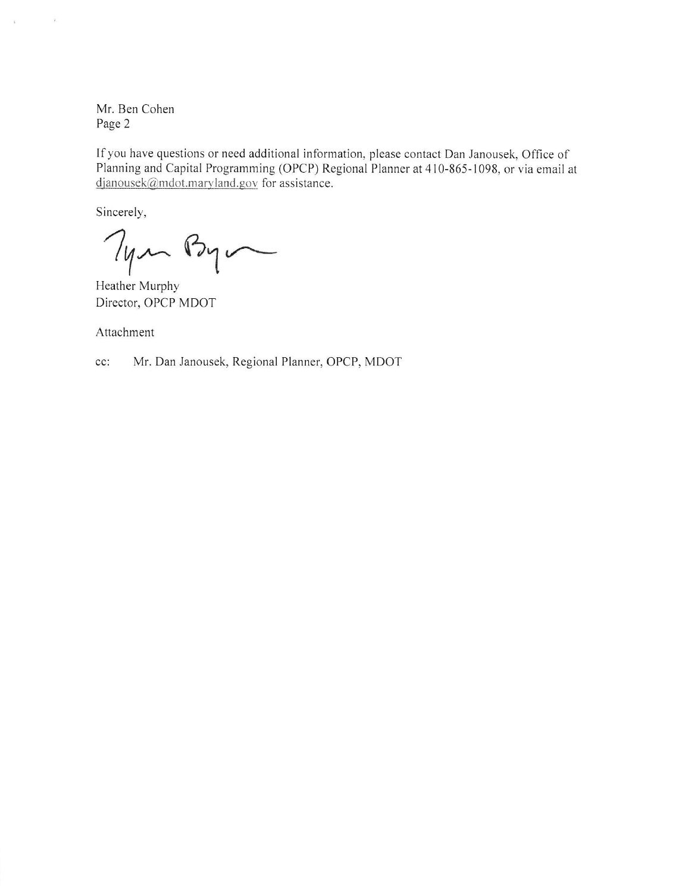Mr. Ben Cohen
Page 2

If you have questions or need additional information, please contact Dan Janousek, Office of Planning and Capital Programming (OPCP) Regional Planner at 410-865-1098, or via email at djanousek@mdot.maryland.gov for assistance.

Sincerely,

Heather Murphy
Director, OPCP MDOT

Attachment

cc: Mr. Dan Janousek, Regional Planner, OPCP, MDOT